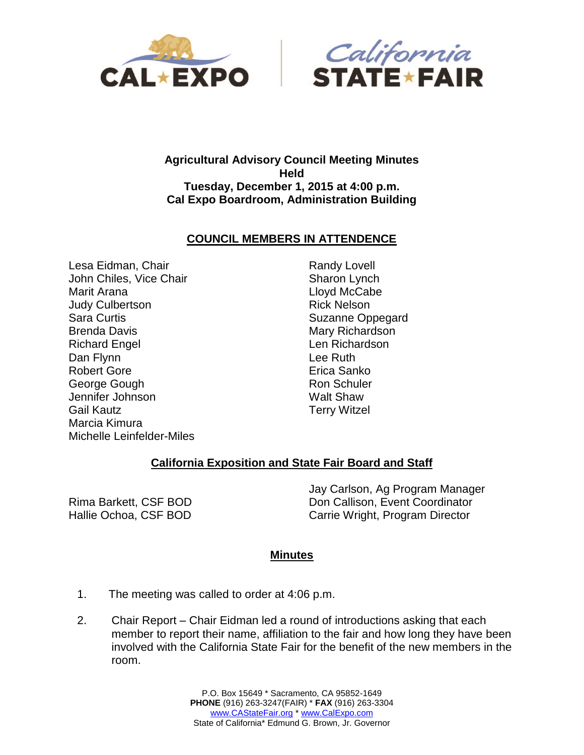**Agricultural Advisory Council Meeting Minutes**
**Held**
**Tuesday, December 1, 2015 at 4:00 p.m.**
**Cal Expo Boardroom, Administration Building**

## COUNCIL MEMBERS IN ATTENDENCE

Lesa Eidman, Chair
John Chiles, Vice Chair
Marit Arana
Judy Culbertson
Sara Curtis
Brenda Davis
Richard Engel
Dan Flynn
Robert Gore
George Gough
Jennifer Johnson
Gail Kautz
Marcia Kimura
Michelle Leinfelder-Miles
Randy Lovell
Sharon Lynch
Lloyd McCabe
Rick Nelson
Suzanne Oppegard
Mary Richardson
Len Richardson
Lee Ruth
Erica Sanko
Ron Schuler
Walt Shaw
Terry Witzel

## California Exposition and State Fair Board and Staff

Rima Barkett, CSF BOD
Hallie Ochoa, CSF BOD
Jay Carlson, Ag Program Manager
Don Callison, Event Coordinator
Carrie Wright, Program Director

## Minutes

1. The meeting was called to order at 4:06 p.m.

2. Chair Report – Chair Eidman led a round of introductions asking that each member to report their name, affiliation to the fair and how long they have been involved with the California State Fair for the benefit of the new members in the room.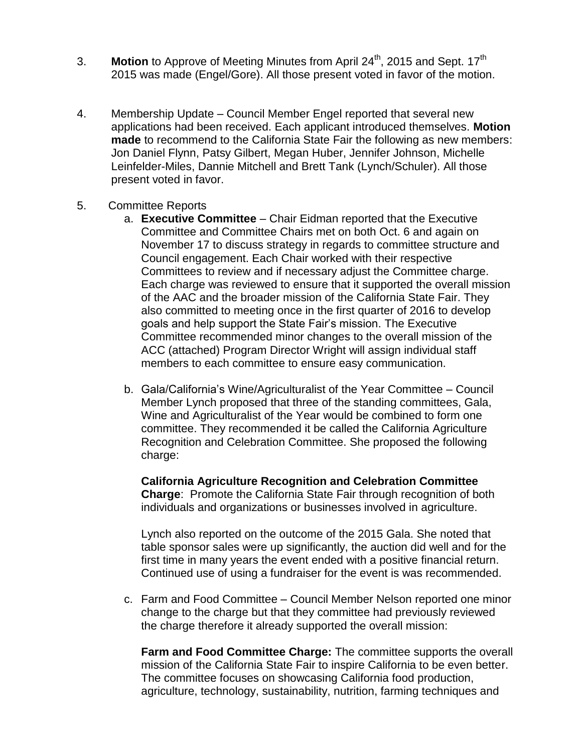3. **Motion** to Approve of Meeting Minutes from April 24th, 2015 and Sept. 17th 2015 was made (Engel/Gore). All those present voted in favor of the motion.

4. Membership Update – Council Member Engel reported that several new applications had been received. Each applicant introduced themselves. **Motion made** to recommend to the California State Fair the following as new members: Jon Daniel Flynn, Patsy Gilbert, Megan Huber, Jennifer Johnson, Michelle Leinfelder-Miles, Dannie Mitchell and Brett Tank (Lynch/Schuler). All those present voted in favor.

5. Committee Reports
   a. **Executive Committee** – Chair Eidman reported that the Executive Committee and Committee Chairs met on both Oct. 6 and again on November 17 to discuss strategy in regards to committee structure and Council engagement. Each Chair worked with their respective Committees to review and if necessary adjust the Committee charge. Each charge was reviewed to ensure that it supported the overall mission of the AAC and the broader mission of the California State Fair. They also committed to meeting once in the first quarter of 2016 to develop goals and help support the State Fair's mission. The Executive Committee recommended minor changes to the overall mission of the ACC (attached) Program Director Wright will assign individual staff members to each committee to ensure easy communication.

   b. Gala/California's Wine/Agriculturalist of the Year Committee – Council Member Lynch proposed that three of the standing committees, Gala, Wine and Agriculturalist of the Year would be combined to form one committee. They recommended it be called the California Agriculture Recognition and Celebration Committee. She proposed the following charge:

      **California Agriculture Recognition and Celebration Committee Charge**: Promote the California State Fair through recognition of both individuals and organizations or businesses involved in agriculture.

      Lynch also reported on the outcome of the 2015 Gala. She noted that table sponsor sales were up significantly, the auction did well and for the first time in many years the event ended with a positive financial return. Continued use of using a fundraiser for the event is was recommended.

   c. Farm and Food Committee – Council Member Nelson reported one minor change to the charge but that they committee had previously reviewed the charge therefore it already supported the overall mission:

      **Farm and Food Committee Charge:** The committee supports the overall mission of the California State Fair to inspire California to be even better. The committee focuses on showcasing California food production, agriculture, technology, sustainability, nutrition, farming techniques and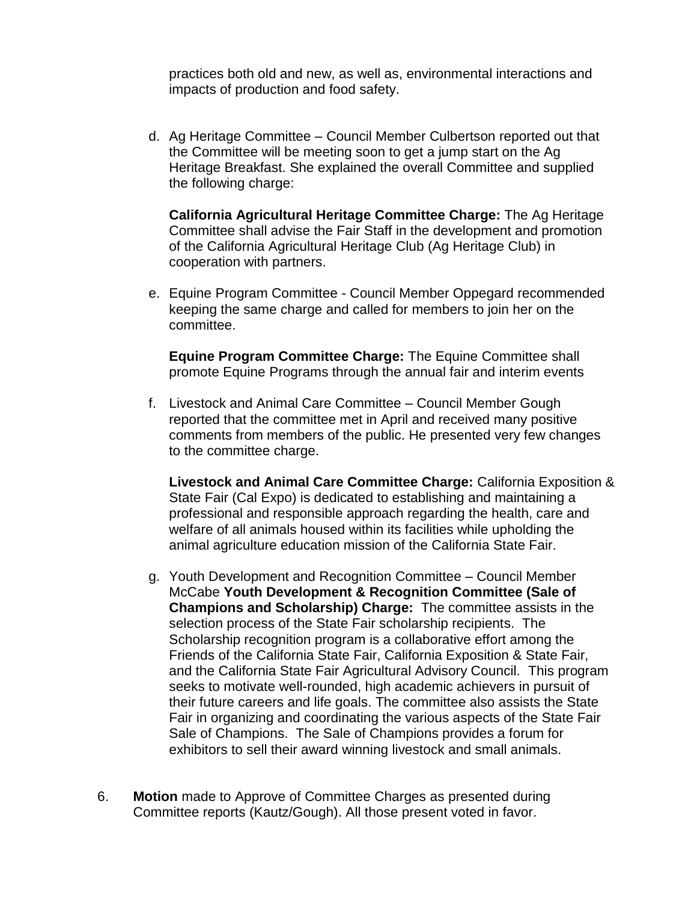practices both old and new, as well as, environmental interactions and impacts of production and food safety.

d. Ag Heritage Committee – Council Member Culbertson reported out that the Committee will be meeting soon to get a jump start on the Ag Heritage Breakfast. She explained the overall Committee and supplied the following charge:

   **California Agricultural Heritage Committee Charge:** The Ag Heritage Committee shall advise the Fair Staff in the development and promotion of the California Agricultural Heritage Club (Ag Heritage Club) in cooperation with partners.

e. Equine Program Committee - Council Member Oppegard recommended keeping the same charge and called for members to join her on the committee.

   **Equine Program Committee Charge:** The Equine Committee shall promote Equine Programs through the annual fair and interim events

f. Livestock and Animal Care Committee – Council Member Gough reported that the committee met in April and received many positive comments from members of the public. He presented very few changes to the committee charge.

   **Livestock and Animal Care Committee Charge:** California Exposition & State Fair (Cal Expo) is dedicated to establishing and maintaining a professional and responsible approach regarding the health, care and welfare of all animals housed within its facilities while upholding the animal agriculture education mission of the California State Fair.

g. Youth Development and Recognition Committee – Council Member McCabe **Youth Development & Recognition Committee (Sale of Champions and Scholarship) Charge:** The committee assists in the selection process of the State Fair scholarship recipients. The Scholarship recognition program is a collaborative effort among the Friends of the California State Fair, California Exposition & State Fair, and the California State Fair Agricultural Advisory Council. This program seeks to motivate well-rounded, high academic achievers in pursuit of their future careers and life goals. The committee also assists the State Fair in organizing and coordinating the various aspects of the State Fair Sale of Champions. The Sale of Champions provides a forum for exhibitors to sell their award winning livestock and small animals.

6. **Motion** made to Approve of Committee Charges as presented during Committee reports (Kautz/Gough). All those present voted in favor.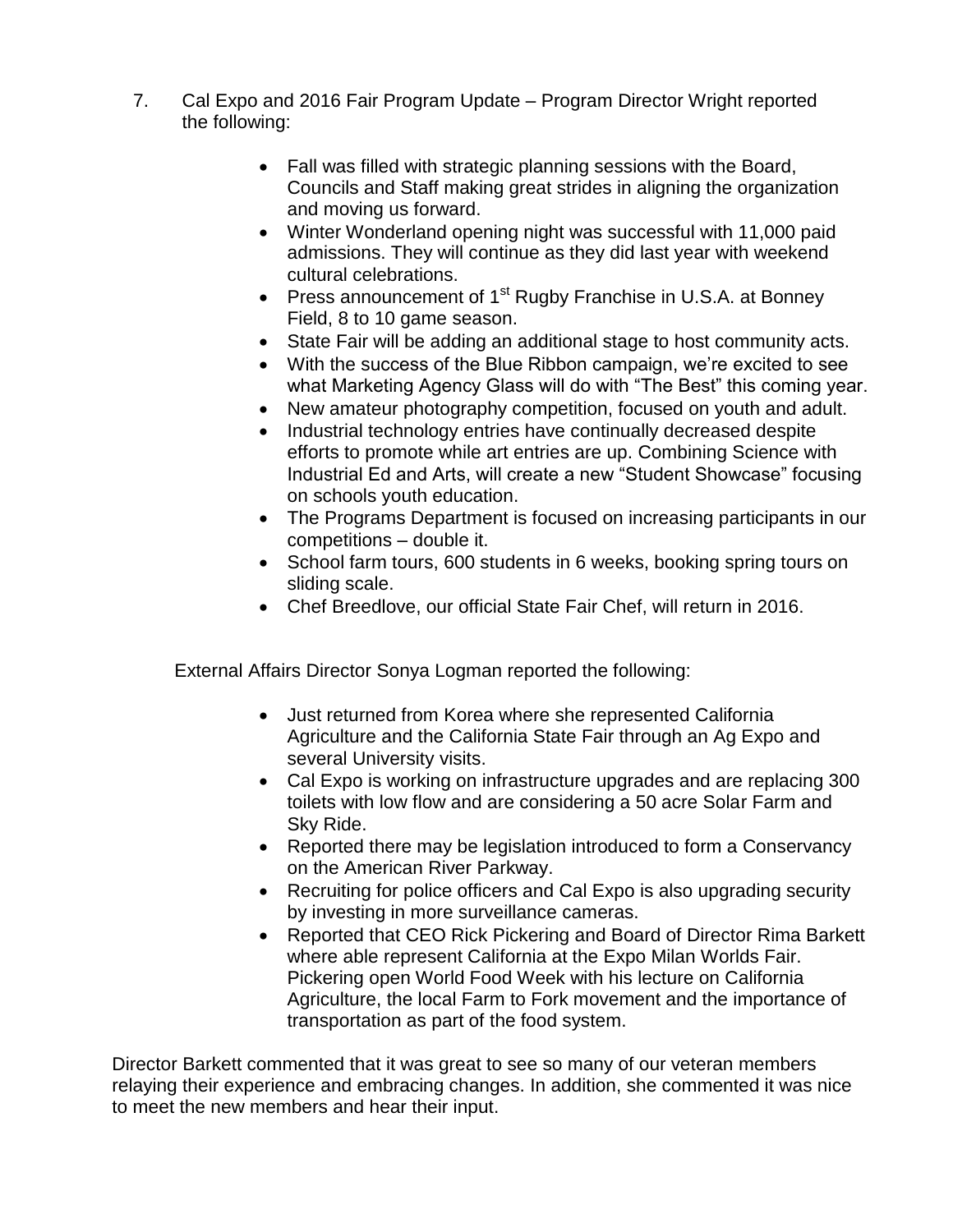7. Cal Expo and 2016 Fair Program Update – Program Director Wright reported the following:

    - Fall was filled with strategic planning sessions with the Board, Councils and Staff making great strides in aligning the organization and moving us forward.
    - Winter Wonderland opening night was successful with 11,000 paid admissions. They will continue as they did last year with weekend cultural celebrations.
    - Press announcement of 1st Rugby Franchise in U.S.A. at Bonney Field, 8 to 10 game season.
    - State Fair will be adding an additional stage to host community acts.
    - With the success of the Blue Ribbon campaign, we're excited to see what Marketing Agency Glass will do with "The Best" this coming year.
    - New amateur photography competition, focused on youth and adult.
    - Industrial technology entries have continually decreased despite efforts to promote while art entries are up. Combining Science with Industrial Ed and Arts, will create a new "Student Showcase" focusing on schools youth education.
    - The Programs Department is focused on increasing participants in our competitions – double it.
    - School farm tours, 600 students in 6 weeks, booking spring tours on sliding scale.
    - Chef Breedlove, our official State Fair Chef, will return in 2016.

    External Affairs Director Sonya Logman reported the following:

    - Just returned from Korea where she represented California Agriculture and the California State Fair through an Ag Expo and several University visits.
    - Cal Expo is working on infrastructure upgrades and are replacing 300 toilets with low flow and are considering a 50 acre Solar Farm and Sky Ride.
    - Reported there may be legislation introduced to form a Conservancy on the American River Parkway.
    - Recruiting for police officers and Cal Expo is also upgrading security by investing in more surveillance cameras.
    - Reported that CEO Rick Pickering and Board of Director Rima Barkett where able represent California at the Expo Milan Worlds Fair. Pickering open World Food Week with his lecture on California Agriculture, the local Farm to Fork movement and the importance of transportation as part of the food system.

Director Barkett commented that it was great to see so many of our veteran members relaying their experience and embracing changes. In addition, she commented it was nice to meet the new members and hear their input.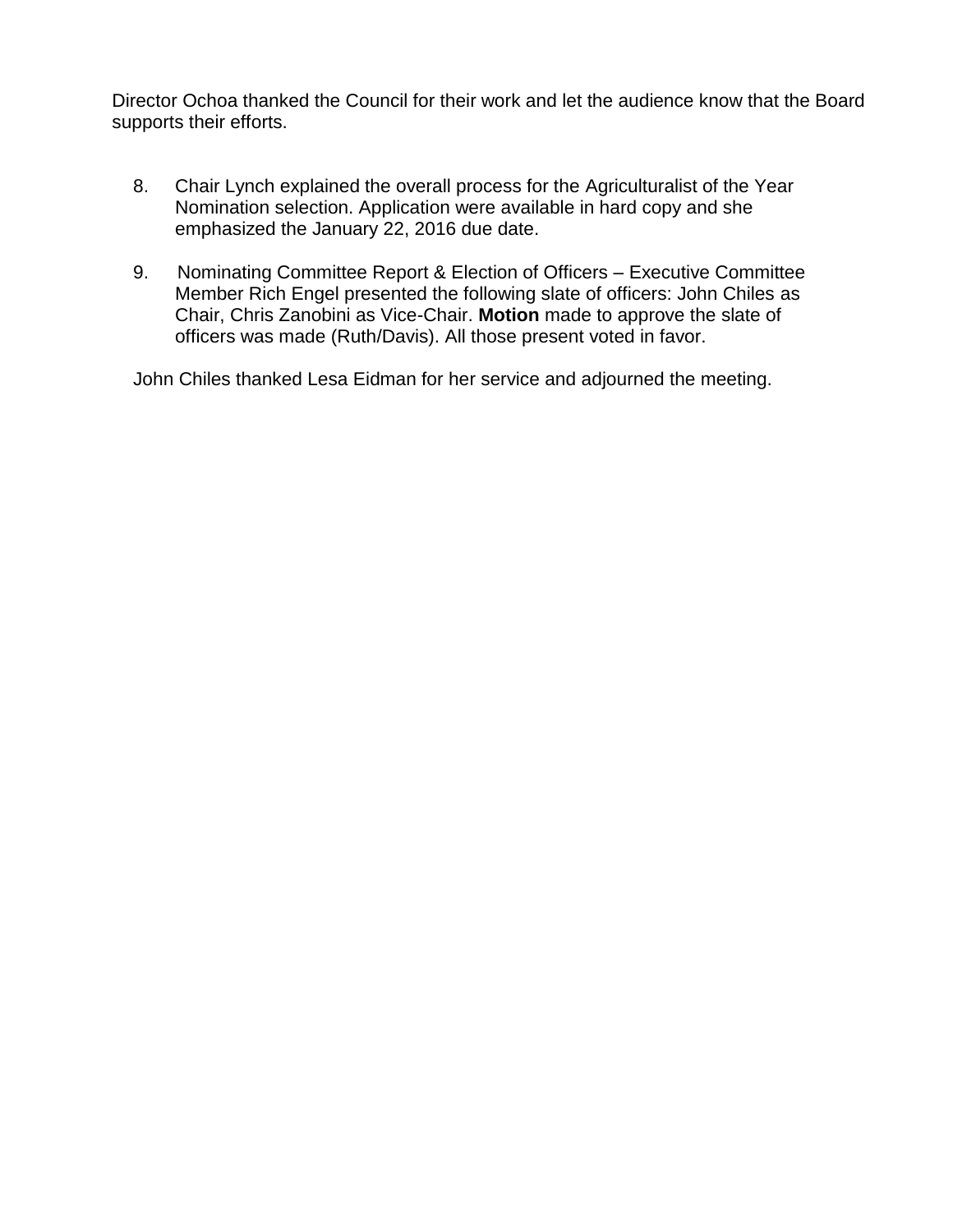Director Ochoa thanked the Council for their work and let the audience know that the Board supports their efforts.

8. Chair Lynch explained the overall process for the Agriculturalist of the Year Nomination selection. Application were available in hard copy and she emphasized the January 22, 2016 due date.

9. Nominating Committee Report & Election of Officers – Executive Committee Member Rich Engel presented the following slate of officers: John Chiles as Chair, Chris Zanobini as Vice-Chair. **Motion** made to approve the slate of officers was made (Ruth/Davis). All those present voted in favor.

John Chiles thanked Lesa Eidman for her service and adjourned the meeting.